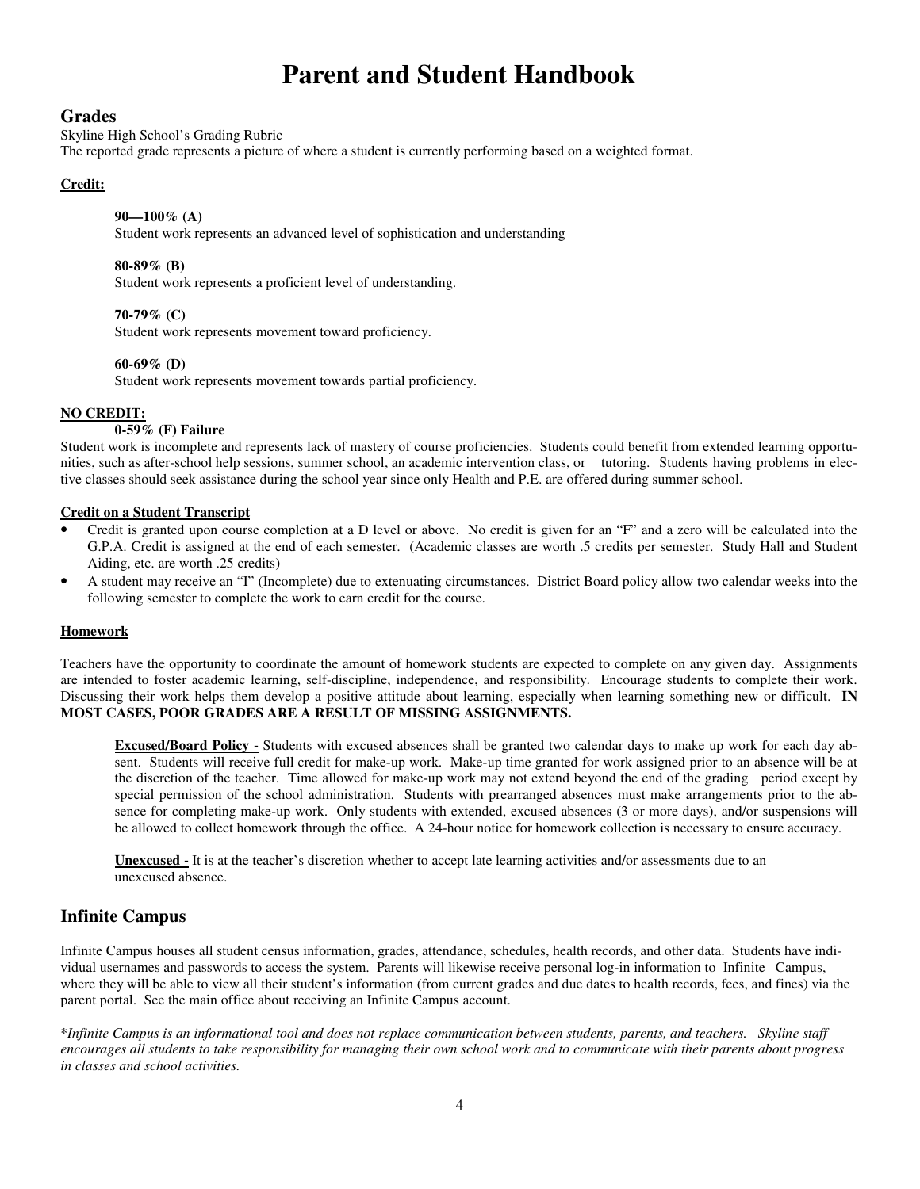# Parent and Student Handbook

## Grades

Skyline High School's Grading Rubric

The reported grade represents a picture of where a student is currently performing based on a weighted format.

**Credit:**

**90—100% (A)**
Student work represents an advanced level of sophistication and understanding

**80-89% (B)**
Student work represents a proficient level of understanding.

**70-79% (C)**
Student work represents movement toward proficiency.

**60-69% (D)**
Student work represents movement towards partial proficiency.

**NO CREDIT:**

**0-59% (F) Failure**
Student work is incomplete and represents lack of mastery of course proficiencies. Students could benefit from extended learning opportunities, such as after-school help sessions, summer school, an academic intervention class, or tutoring. Students having problems in elective classes should seek assistance during the school year since only Health and P.E. are offered during summer school.

**Credit on a Student Transcript**

- Credit is granted upon course completion at a D level or above. No credit is given for an "F" and a zero will be calculated into the G.P.A. Credit is assigned at the end of each semester. (Academic classes are worth .5 credits per semester. Study Hall and Student Aiding, etc. are worth .25 credits)
- A student may receive an "I" (Incomplete) due to extenuating circumstances. District Board policy allow two calendar weeks into the following semester to complete the work to earn credit for the course.

**Homework**

Teachers have the opportunity to coordinate the amount of homework students are expected to complete on any given day. Assignments are intended to foster academic learning, self-discipline, independence, and responsibility. Encourage students to complete their work. Discussing their work helps them develop a positive attitude about learning, especially when learning something new or difficult. **IN MOST CASES, POOR GRADES ARE A RESULT OF MISSING ASSIGNMENTS.**

**Excused/Board Policy -** Students with excused absences shall be granted two calendar days to make up work for each day absent. Students will receive full credit for make-up work. Make-up time granted for work assigned prior to an absence will be at the discretion of the teacher. Time allowed for make-up work may not extend beyond the end of the grading period except by special permission of the school administration. Students with prearranged absences must make arrangements prior to the absence for completing make-up work. Only students with extended, excused absences (3 or more days), and/or suspensions will be allowed to collect homework through the office. A 24-hour notice for homework collection is necessary to ensure accuracy.

**Unexcused -** It is at the teacher's discretion whether to accept late learning activities and/or assessments due to an unexcused absence.

## Infinite Campus

Infinite Campus houses all student census information, grades, attendance, schedules, health records, and other data. Students have individual usernames and passwords to access the system. Parents will likewise receive personal log-in information to Infinite Campus, where they will be able to view all their student's information (from current grades and due dates to health records, fees, and fines) via the parent portal. See the main office about receiving an Infinite Campus account.

*\*Infinite Campus is an informational tool and does not replace communication between students, parents, and teachers. Skyline staff encourages all students to take responsibility for managing their own school work and to communicate with their parents about progress in classes and school activities.*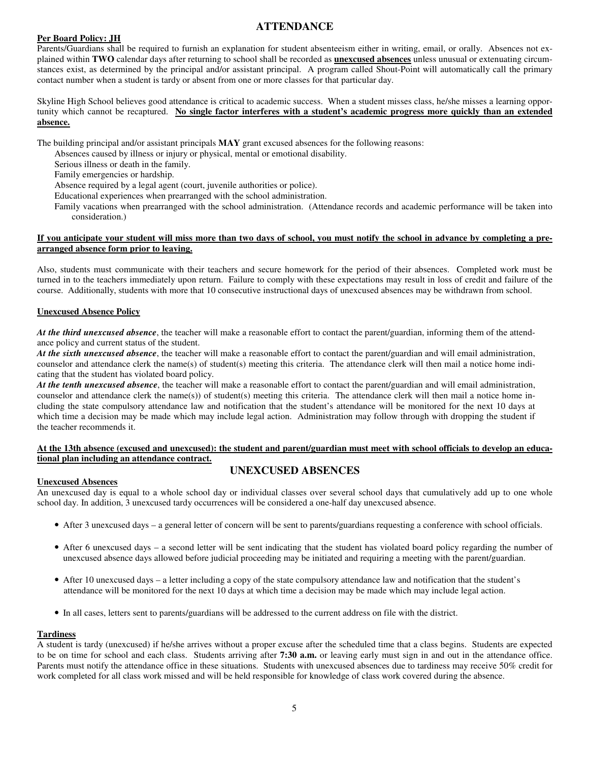# ATTENDANCE

**Per Board Policy: JH**

Parents/Guardians shall be required to furnish an explanation for student absenteeism either in writing, email, or orally. Absences not explained within **TWO** calendar days after returning to school shall be recorded as **unexcused absences** unless unusual or extenuating circumstances exist, as determined by the principal and/or assistant principal. A program called Shout-Point will automatically call the primary contact number when a student is tardy or absent from one or more classes for that particular day.

Skyline High School believes good attendance is critical to academic success. When a student misses class, he/she misses a learning opportunity which cannot be recaptured. **No single factor interferes with a student's academic progress more quickly than an extended absence.**

The building principal and/or assistant principals **MAY** grant excused absences for the following reasons:

- Absences caused by illness or injury or physical, mental or emotional disability.
- Serious illness or death in the family.
- Family emergencies or hardship.
- Absence required by a legal agent (court, juvenile authorities or police).
- Educational experiences when prearranged with the school administration.
- Family vacations when prearranged with the school administration. (Attendance records and academic performance will be taken into consideration.)

**If you anticipate your student will miss more than two days of school, you must notify the school in advance by completing a prearranged absence form prior to leaving.**

Also, students must communicate with their teachers and secure homework for the period of their absences. Completed work must be turned in to the teachers immediately upon return. Failure to comply with these expectations may result in loss of credit and failure of the course. Additionally, students with more that 10 consecutive instructional days of unexcused absences may be withdrawn from school.

**Unexcused Absence Policy**

***At the third unexcused absence***, the teacher will make a reasonable effort to contact the parent/guardian, informing them of the attendance policy and current status of the student.

***At the sixth unexcused absence***, the teacher will make a reasonable effort to contact the parent/guardian and will email administration, counselor and attendance clerk the name(s) of student(s) meeting this criteria. The attendance clerk will then mail a notice home indicating that the student has violated board policy.

***At the tenth unexcused absence***, the teacher will make a reasonable effort to contact the parent/guardian and will email administration, counselor and attendance clerk the name(s)) of student(s) meeting this criteria. The attendance clerk will then mail a notice home including the state compulsory attendance law and notification that the student's attendance will be monitored for the next 10 days at which time a decision may be made which may include legal action. Administration may follow through with dropping the student if the teacher recommends it.

**At the 13th absence (excused and unexcused): the student and parent/guardian must meet with school officials to develop an educational plan including an attendance contract.**

# UNEXCUSED ABSENCES

**Unexcused Absences**

An unexcused day is equal to a whole school day or individual classes over several school days that cumulatively add up to one whole school day. In addition, 3 unexcused tardy occurrences will be considered a one-half day unexcused absence.

- After 3 unexcused days – a general letter of concern will be sent to parents/guardians requesting a conference with school officials.
- After 6 unexcused days – a second letter will be sent indicating that the student has violated board policy regarding the number of unexcused absence days allowed before judicial proceeding may be initiated and requiring a meeting with the parent/guardian.
- After 10 unexcused days – a letter including a copy of the state compulsory attendance law and notification that the student's attendance will be monitored for the next 10 days at which time a decision may be made which may include legal action.
- In all cases, letters sent to parents/guardians will be addressed to the current address on file with the district.

**Tardiness**

A student is tardy (unexcused) if he/she arrives without a proper excuse after the scheduled time that a class begins. Students are expected to be on time for school and each class. Students arriving after **7:30 a.m.** or leaving early must sign in and out in the attendance office. Parents must notify the attendance office in these situations. Students with unexcused absences due to tardiness may receive 50% credit for work completed for all class work missed and will be held responsible for knowledge of class work covered during the absence.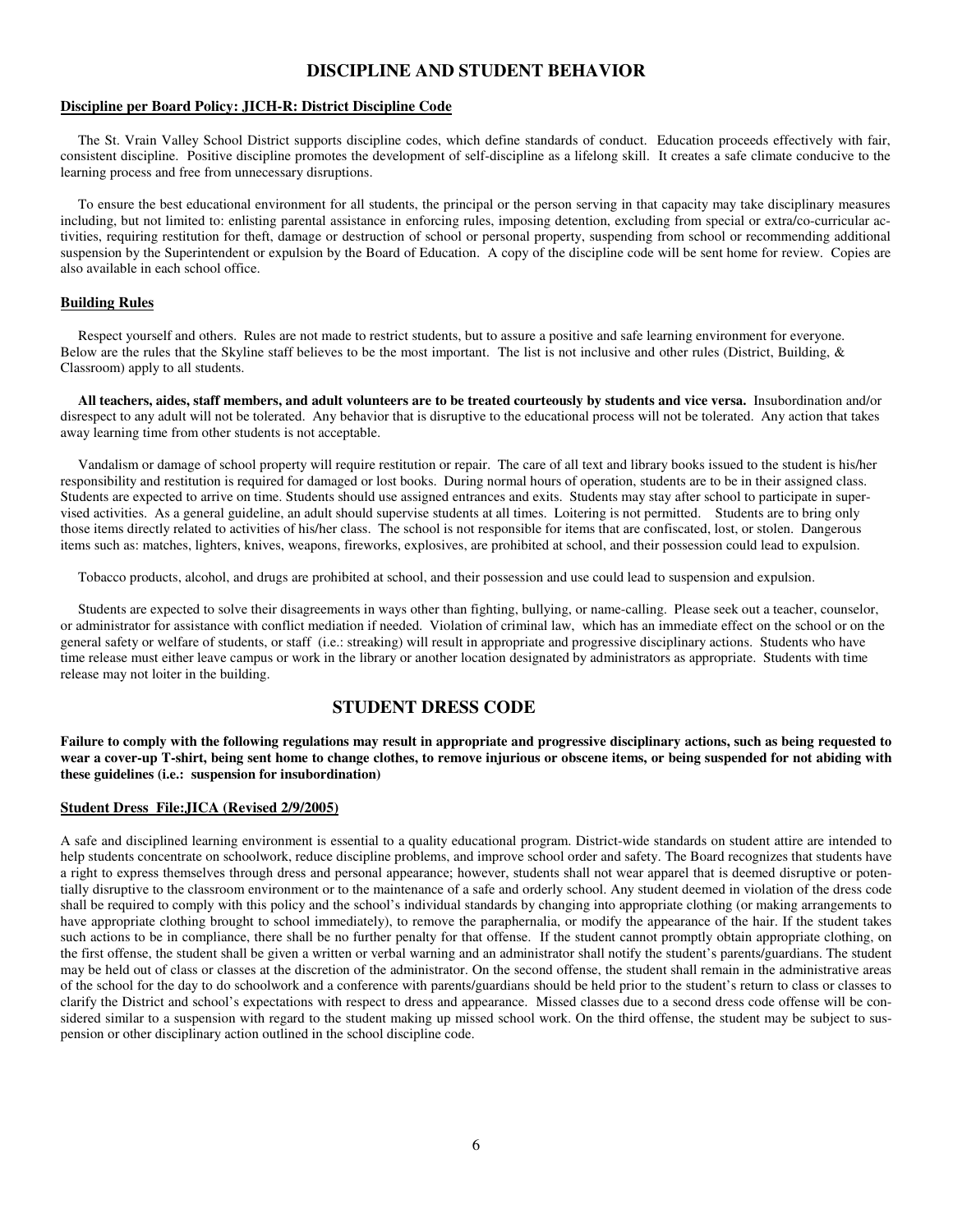# DISCIPLINE AND STUDENT BEHAVIOR

**Discipline per Board Policy: JICH-R: District Discipline Code**

The St. Vrain Valley School District supports discipline codes, which define standards of conduct. Education proceeds effectively with fair, consistent discipline. Positive discipline promotes the development of self-discipline as a lifelong skill. It creates a safe climate conducive to the learning process and free from unnecessary disruptions.

To ensure the best educational environment for all students, the principal or the person serving in that capacity may take disciplinary measures including, but not limited to: enlisting parental assistance in enforcing rules, imposing detention, excluding from special or extra/co-curricular activities, requiring restitution for theft, damage or destruction of school or personal property, suspending from school or recommending additional suspension by the Superintendent or expulsion by the Board of Education. A copy of the discipline code will be sent home for review. Copies are also available in each school office.

**Building Rules**

Respect yourself and others. Rules are not made to restrict students, but to assure a positive and safe learning environment for everyone. Below are the rules that the Skyline staff believes to be the most important. The list is not inclusive and other rules (District, Building, & Classroom) apply to all students.

**All teachers, aides, staff members, and adult volunteers are to be treated courteously by students and vice versa.** Insubordination and/or disrespect to any adult will not be tolerated. Any behavior that is disruptive to the educational process will not be tolerated. Any action that takes away learning time from other students is not acceptable.

Vandalism or damage of school property will require restitution or repair. The care of all text and library books issued to the student is his/her responsibility and restitution is required for damaged or lost books. During normal hours of operation, students are to be in their assigned class. Students are expected to arrive on time. Students should use assigned entrances and exits. Students may stay after school to participate in supervised activities. As a general guideline, an adult should supervise students at all times. Loitering is not permitted. Students are to bring only those items directly related to activities of his/her class. The school is not responsible for items that are confiscated, lost, or stolen. Dangerous items such as: matches, lighters, knives, weapons, fireworks, explosives, are prohibited at school, and their possession could lead to expulsion.

Tobacco products, alcohol, and drugs are prohibited at school, and their possession and use could lead to suspension and expulsion.

Students are expected to solve their disagreements in ways other than fighting, bullying, or name-calling. Please seek out a teacher, counselor, or administrator for assistance with conflict mediation if needed. Violation of criminal law, which has an immediate effect on the school or on the general safety or welfare of students, or staff (i.e.: streaking) will result in appropriate and progressive disciplinary actions. Students who have time release must either leave campus or work in the library or another location designated by administrators as appropriate. Students with time release may not loiter in the building.

# STUDENT DRESS CODE

**Failure to comply with the following regulations may result in appropriate and progressive disciplinary actions, such as being requested to wear a cover-up T-shirt, being sent home to change clothes, to remove injurious or obscene items, or being suspended for not abiding with these guidelines (i.e.: suspension for insubordination)**

**Student Dress File:JICA (Revised 2/9/2005)**

A safe and disciplined learning environment is essential to a quality educational program. District-wide standards on student attire are intended to help students concentrate on schoolwork, reduce discipline problems, and improve school order and safety. The Board recognizes that students have a right to express themselves through dress and personal appearance; however, students shall not wear apparel that is deemed disruptive or potentially disruptive to the classroom environment or to the maintenance of a safe and orderly school. Any student deemed in violation of the dress code shall be required to comply with this policy and the school's individual standards by changing into appropriate clothing (or making arrangements to have appropriate clothing brought to school immediately), to remove the paraphernalia, or modify the appearance of the hair. If the student takes such actions to be in compliance, there shall be no further penalty for that offense. If the student cannot promptly obtain appropriate clothing, on the first offense, the student shall be given a written or verbal warning and an administrator shall notify the student's parents/guardians. The student may be held out of class or classes at the discretion of the administrator. On the second offense, the student shall remain in the administrative areas of the school for the day to do schoolwork and a conference with parents/guardians should be held prior to the student's return to class or classes to clarify the District and school's expectations with respect to dress and appearance. Missed classes due to a second dress code offense will be considered similar to a suspension with regard to the student making up missed school work. On the third offense, the student may be subject to suspension or other disciplinary action outlined in the school discipline code.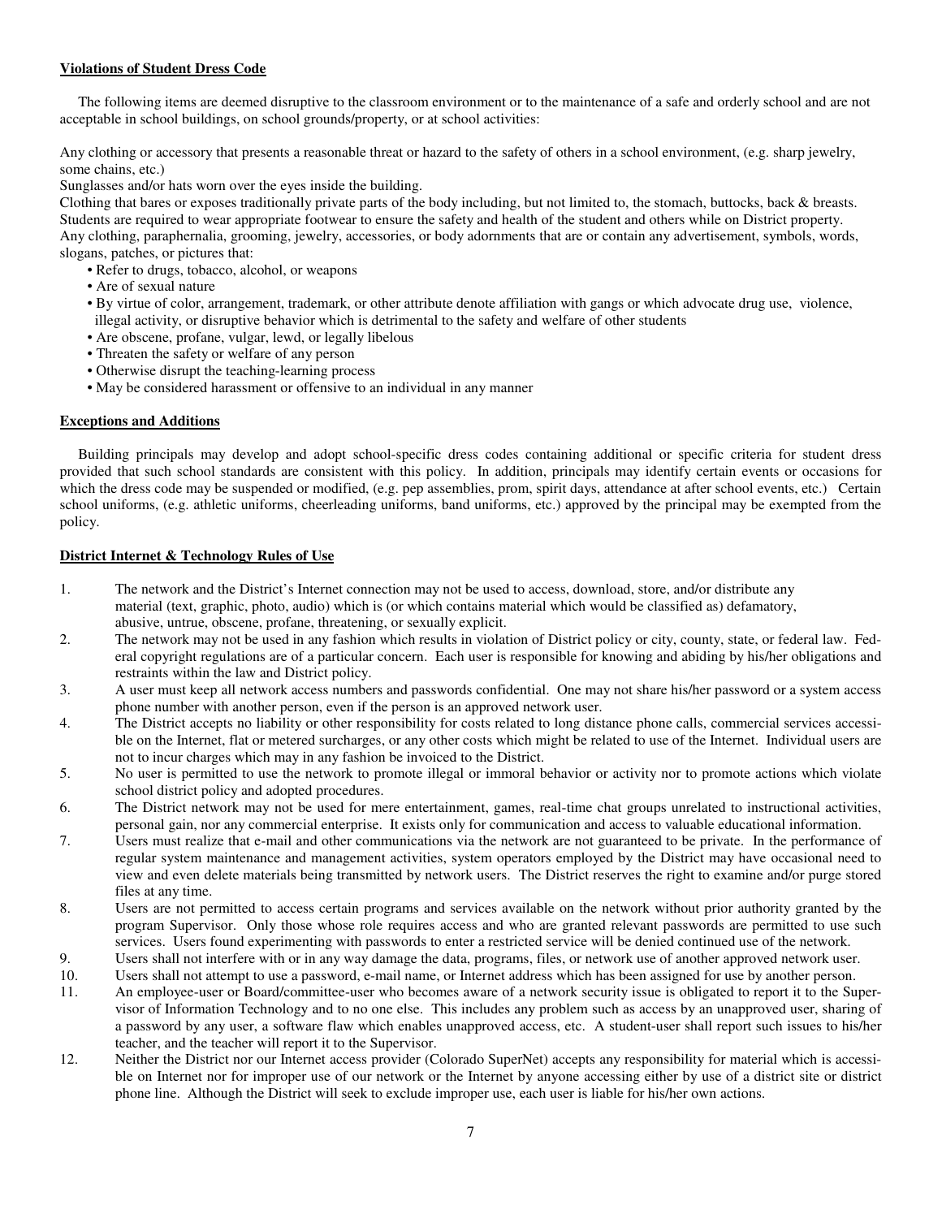## Violations of Student Dress Code

The following items are deemed disruptive to the classroom environment or to the maintenance of a safe and orderly school and are not acceptable in school buildings, on school grounds/property, or at school activities:

Any clothing or accessory that presents a reasonable threat or hazard to the safety of others in a school environment, (e.g. sharp jewelry, some chains, etc.)

Sunglasses and/or hats worn over the eyes inside the building.

Clothing that bares or exposes traditionally private parts of the body including, but not limited to, the stomach, buttocks, back & breasts.

Students are required to wear appropriate footwear to ensure the safety and health of the student and others while on District property.

Any clothing, paraphernalia, grooming, jewelry, accessories, or body adornments that are or contain any advertisement, symbols, words, slogans, patches, or pictures that:

- Refer to drugs, tobacco, alcohol, or weapons
- Are of sexual nature
- By virtue of color, arrangement, trademark, or other attribute denote affiliation with gangs or which advocate drug use, violence, illegal activity, or disruptive behavior which is detrimental to the safety and welfare of other students
- Are obscene, profane, vulgar, lewd, or legally libelous
- Threaten the safety or welfare of any person
- Otherwise disrupt the teaching-learning process
- May be considered harassment or offensive to an individual in any manner

## Exceptions and Additions

Building principals may develop and adopt school-specific dress codes containing additional or specific criteria for student dress provided that such school standards are consistent with this policy. In addition, principals may identify certain events or occasions for which the dress code may be suspended or modified, (e.g. pep assemblies, prom, spirit days, attendance at after school events, etc.) Certain school uniforms, (e.g. athletic uniforms, cheerleading uniforms, band uniforms, etc.) approved by the principal may be exempted from the policy.

## District Internet & Technology Rules of Use

1. The network and the District's Internet connection may not be used to access, download, store, and/or distribute any material (text, graphic, photo, audio) which is (or which contains material which would be classified as) defamatory, abusive, untrue, obscene, profane, threatening, or sexually explicit.
2. The network may not be used in any fashion which results in violation of District policy or city, county, state, or federal law. Federal copyright regulations are of a particular concern. Each user is responsible for knowing and abiding by his/her obligations and restraints within the law and District policy.
3. A user must keep all network access numbers and passwords confidential. One may not share his/her password or a system access phone number with another person, even if the person is an approved network user.
4. The District accepts no liability or other responsibility for costs related to long distance phone calls, commercial services accessible on the Internet, flat or metered surcharges, or any other costs which might be related to use of the Internet. Individual users are not to incur charges which may in any fashion be invoiced to the District.
5. No user is permitted to use the network to promote illegal or immoral behavior or activity nor to promote actions which violate school district policy and adopted procedures.
6. The District network may not be used for mere entertainment, games, real-time chat groups unrelated to instructional activities, personal gain, nor any commercial enterprise. It exists only for communication and access to valuable educational information.
7. Users must realize that e-mail and other communications via the network are not guaranteed to be private. In the performance of regular system maintenance and management activities, system operators employed by the District may have occasional need to view and even delete materials being transmitted by network users. The District reserves the right to examine and/or purge stored files at any time.
8. Users are not permitted to access certain programs and services available on the network without prior authority granted by the program Supervisor. Only those whose role requires access and who are granted relevant passwords are permitted to use such services. Users found experimenting with passwords to enter a restricted service will be denied continued use of the network.
9. Users shall not interfere with or in any way damage the data, programs, files, or network use of another approved network user.
10. Users shall not attempt to use a password, e-mail name, or Internet address which has been assigned for use by another person.
11. An employee-user or Board/committee-user who becomes aware of a network security issue is obligated to report it to the Supervisor of Information Technology and to no one else. This includes any problem such as access by an unapproved user, sharing of a password by any user, a software flaw which enables unapproved access, etc. A student-user shall report such issues to his/her teacher, and the teacher will report it to the Supervisor.
12. Neither the District nor our Internet access provider (Colorado SuperNet) accepts any responsibility for material which is accessible on Internet nor for improper use of our network or the Internet by anyone accessing either by use of a district site or district phone line. Although the District will seek to exclude improper use, each user is liable for his/her own actions.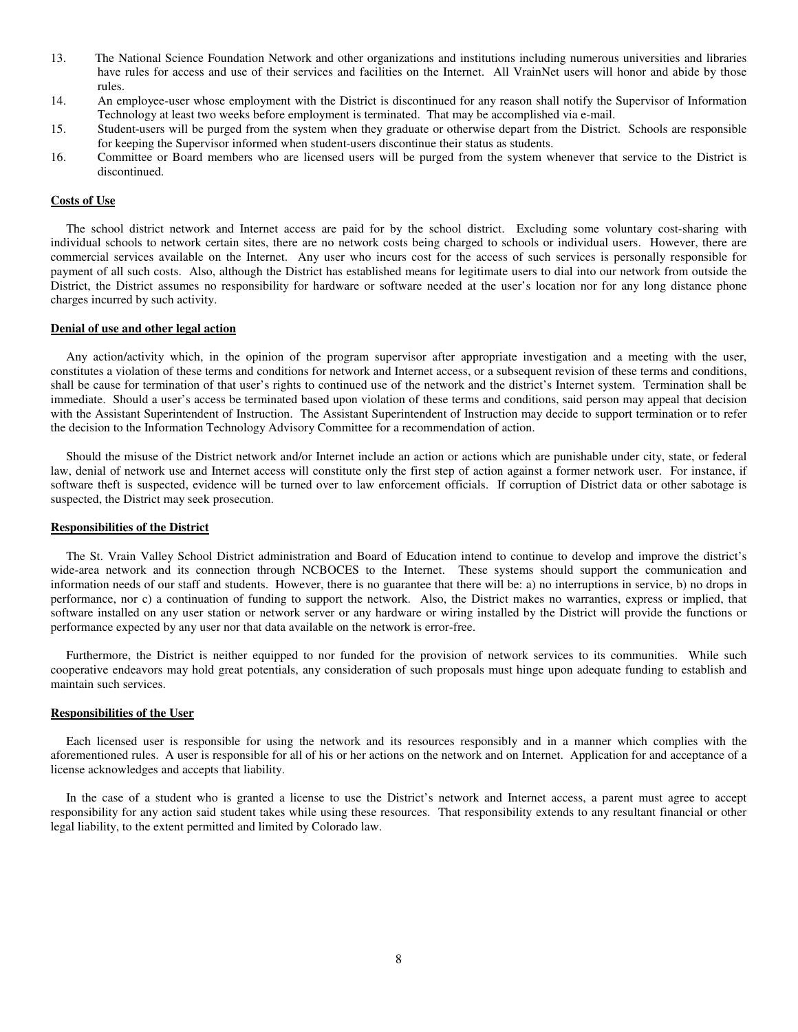13. The National Science Foundation Network and other organizations and institutions including numerous universities and libraries have rules for access and use of their services and facilities on the Internet. All VrainNet users will honor and abide by those rules.
14. An employee-user whose employment with the District is discontinued for any reason shall notify the Supervisor of Information Technology at least two weeks before employment is terminated. That may be accomplished via e-mail.
15. Student-users will be purged from the system when they graduate or otherwise depart from the District. Schools are responsible for keeping the Supervisor informed when student-users discontinue their status as students.
16. Committee or Board members who are licensed users will be purged from the system whenever that service to the District is discontinued.

**Costs of Use**

The school district network and Internet access are paid for by the school district. Excluding some voluntary cost-sharing with individual schools to network certain sites, there are no network costs being charged to schools or individual users. However, there are commercial services available on the Internet. Any user who incurs cost for the access of such services is personally responsible for payment of all such costs. Also, although the District has established means for legitimate users to dial into our network from outside the District, the District assumes no responsibility for hardware or software needed at the user's location nor for any long distance phone charges incurred by such activity.

**Denial of use and other legal action**

Any action/activity which, in the opinion of the program supervisor after appropriate investigation and a meeting with the user, constitutes a violation of these terms and conditions for network and Internet access, or a subsequent revision of these terms and conditions, shall be cause for termination of that user's rights to continued use of the network and the district's Internet system. Termination shall be immediate. Should a user's access be terminated based upon violation of these terms and conditions, said person may appeal that decision with the Assistant Superintendent of Instruction. The Assistant Superintendent of Instruction may decide to support termination or to refer the decision to the Information Technology Advisory Committee for a recommendation of action.

Should the misuse of the District network and/or Internet include an action or actions which are punishable under city, state, or federal law, denial of network use and Internet access will constitute only the first step of action against a former network user. For instance, if software theft is suspected, evidence will be turned over to law enforcement officials. If corruption of District data or other sabotage is suspected, the District may seek prosecution.

**Responsibilities of the District**

The St. Vrain Valley School District administration and Board of Education intend to continue to develop and improve the district's wide-area network and its connection through NCBOCES to the Internet. These systems should support the communication and information needs of our staff and students. However, there is no guarantee that there will be: a) no interruptions in service, b) no drops in performance, nor c) a continuation of funding to support the network. Also, the District makes no warranties, express or implied, that software installed on any user station or network server or any hardware or wiring installed by the District will provide the functions or performance expected by any user nor that data available on the network is error-free.

Furthermore, the District is neither equipped to nor funded for the provision of network services to its communities. While such cooperative endeavors may hold great potentials, any consideration of such proposals must hinge upon adequate funding to establish and maintain such services.

**Responsibilities of the User**

Each licensed user is responsible for using the network and its resources responsibly and in a manner which complies with the aforementioned rules. A user is responsible for all of his or her actions on the network and on Internet. Application for and acceptance of a license acknowledges and accepts that liability.

In the case of a student who is granted a license to use the District's network and Internet access, a parent must agree to accept responsibility for any action said student takes while using these resources. That responsibility extends to any resultant financial or other legal liability, to the extent permitted and limited by Colorado law.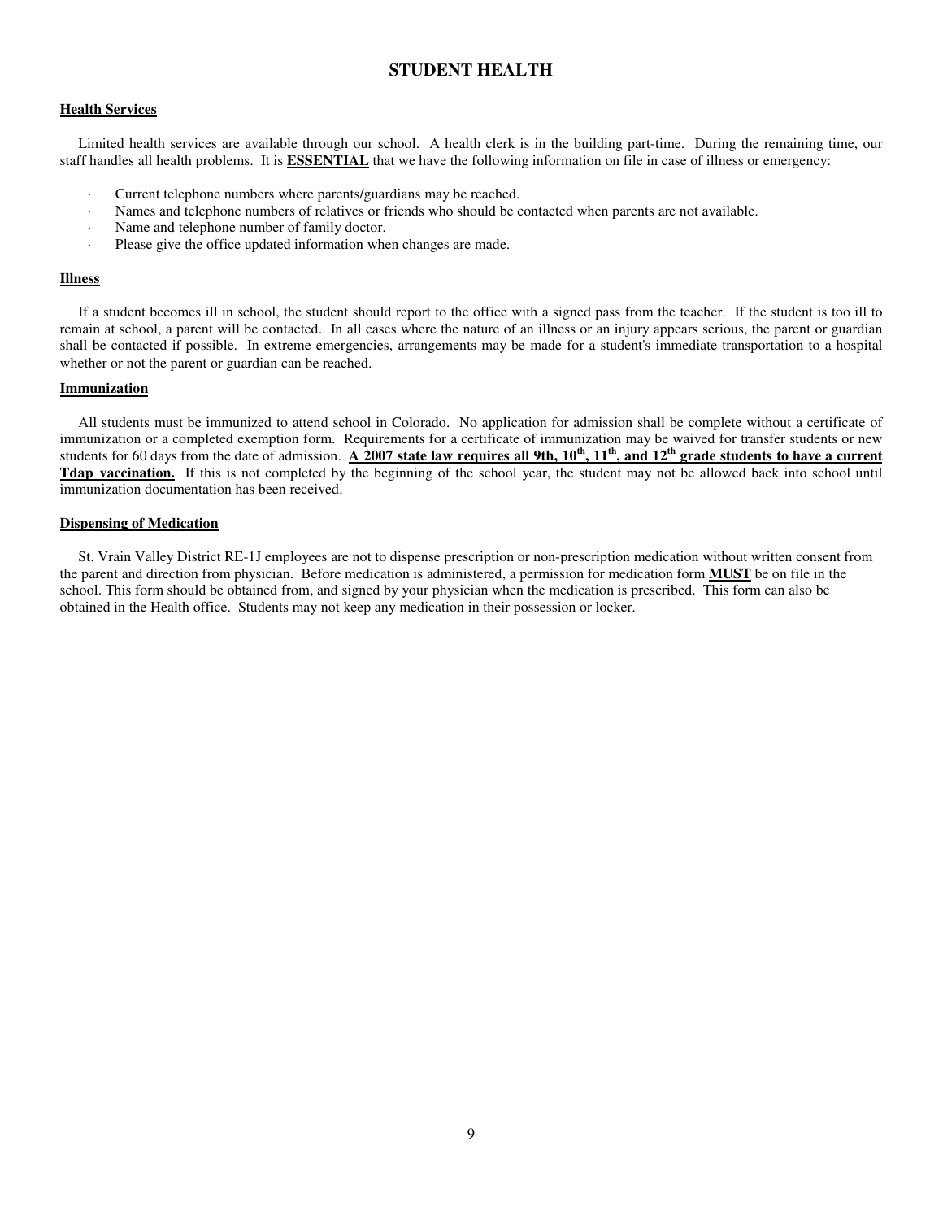# STUDENT HEALTH

## Health Services

Limited health services are available through our school. A health clerk is in the building part-time. During the remaining time, our staff handles all health problems. It is **ESSENTIAL** that we have the following information on file in case of illness or emergency:

- Current telephone numbers where parents/guardians may be reached.
- Names and telephone numbers of relatives or friends who should be contacted when parents are not available.
- Name and telephone number of family doctor.
- Please give the office updated information when changes are made.

## Illness

If a student becomes ill in school, the student should report to the office with a signed pass from the teacher. If the student is too ill to remain at school, a parent will be contacted. In all cases where the nature of an illness or an injury appears serious, the parent or guardian shall be contacted if possible. In extreme emergencies, arrangements may be made for a student's immediate transportation to a hospital whether or not the parent or guardian can be reached.

## Immunization

All students must be immunized to attend school in Colorado. No application for admission shall be complete without a certificate of immunization or a completed exemption form. Requirements for a certificate of immunization may be waived for transfer students or new students for 60 days from the date of admission. **A 2007 state law requires all 9th, 10th, 11th, and 12th grade students to have a current Tdap vaccination.** If this is not completed by the beginning of the school year, the student may not be allowed back into school until immunization documentation has been received.

## Dispensing of Medication

St. Vrain Valley District RE-1J employees are not to dispense prescription or non-prescription medication without written consent from the parent and direction from physician. Before medication is administered, a permission for medication form **MUST** be on file in the school. This form should be obtained from, and signed by your physician when the medication is prescribed. This form can also be obtained in the Health office. Students may not keep any medication in their possession or locker.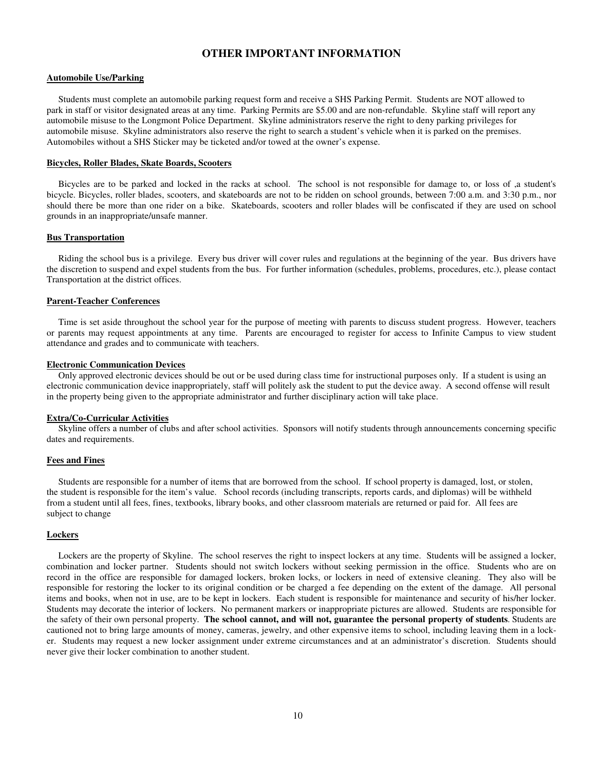# OTHER IMPORTANT INFORMATION

**Automobile Use/Parking**

Students must complete an automobile parking request form and receive a SHS Parking Permit. Students are NOT allowed to park in staff or visitor designated areas at any time. Parking Permits are $5.00 and are non-refundable. Skyline staff will report any automobile misuse to the Longmont Police Department. Skyline administrators reserve the right to deny parking privileges for automobile misuse. Skyline administrators also reserve the right to search a student's vehicle when it is parked on the premises. Automobiles without a SHS Sticker may be ticketed and/or towed at the owner's expense.

**Bicycles, Roller Blades, Skate Boards, Scooters**

Bicycles are to be parked and locked in the racks at school. The school is not responsible for damage to, or loss of ,a student's bicycle. Bicycles, roller blades, scooters, and skateboards are not to be ridden on school grounds, between 7:00 a.m. and 3:30 p.m., nor should there be more than one rider on a bike. Skateboards, scooters and roller blades will be confiscated if they are used on school grounds in an inappropriate/unsafe manner.

**Bus Transportation**

Riding the school bus is a privilege. Every bus driver will cover rules and regulations at the beginning of the year. Bus drivers have the discretion to suspend and expel students from the bus. For further information (schedules, problems, procedures, etc.), please contact Transportation at the district offices.

**Parent-Teacher Conferences**

Time is set aside throughout the school year for the purpose of meeting with parents to discuss student progress. However, teachers or parents may request appointments at any time. Parents are encouraged to register for access to Infinite Campus to view student attendance and grades and to communicate with teachers.

**Electronic Communication Devices**

Only approved electronic devices should be out or be used during class time for instructional purposes only. If a student is using an electronic communication device inappropriately, staff will politely ask the student to put the device away. A second offense will result in the property being given to the appropriate administrator and further disciplinary action will take place.

**Extra/Co-Curricular Activities**

Skyline offers a number of clubs and after school activities. Sponsors will notify students through announcements concerning specific dates and requirements.

**Fees and Fines**

Students are responsible for a number of items that are borrowed from the school. If school property is damaged, lost, or stolen, the student is responsible for the item's value. School records (including transcripts, reports cards, and diplomas) will be withheld from a student until all fees, fines, textbooks, library books, and other classroom materials are returned or paid for. All fees are subject to change

**Lockers**

Lockers are the property of Skyline. The school reserves the right to inspect lockers at any time. Students will be assigned a locker, combination and locker partner. Students should not switch lockers without seeking permission in the office. Students who are on record in the office are responsible for damaged lockers, broken locks, or lockers in need of extensive cleaning. They also will be responsible for restoring the locker to its original condition or be charged a fee depending on the extent of the damage. All personal items and books, when not in use, are to be kept in lockers. Each student is responsible for maintenance and security of his/her locker. Students may decorate the interior of lockers. No permanent markers or inappropriate pictures are allowed. Students are responsible for the safety of their own personal property. **The school cannot, and will not, guarantee the personal property of students**. Students are cautioned not to bring large amounts of money, cameras, jewelry, and other expensive items to school, including leaving them in a locker. Students may request a new locker assignment under extreme circumstances and at an administrator's discretion. Students should never give their locker combination to another student.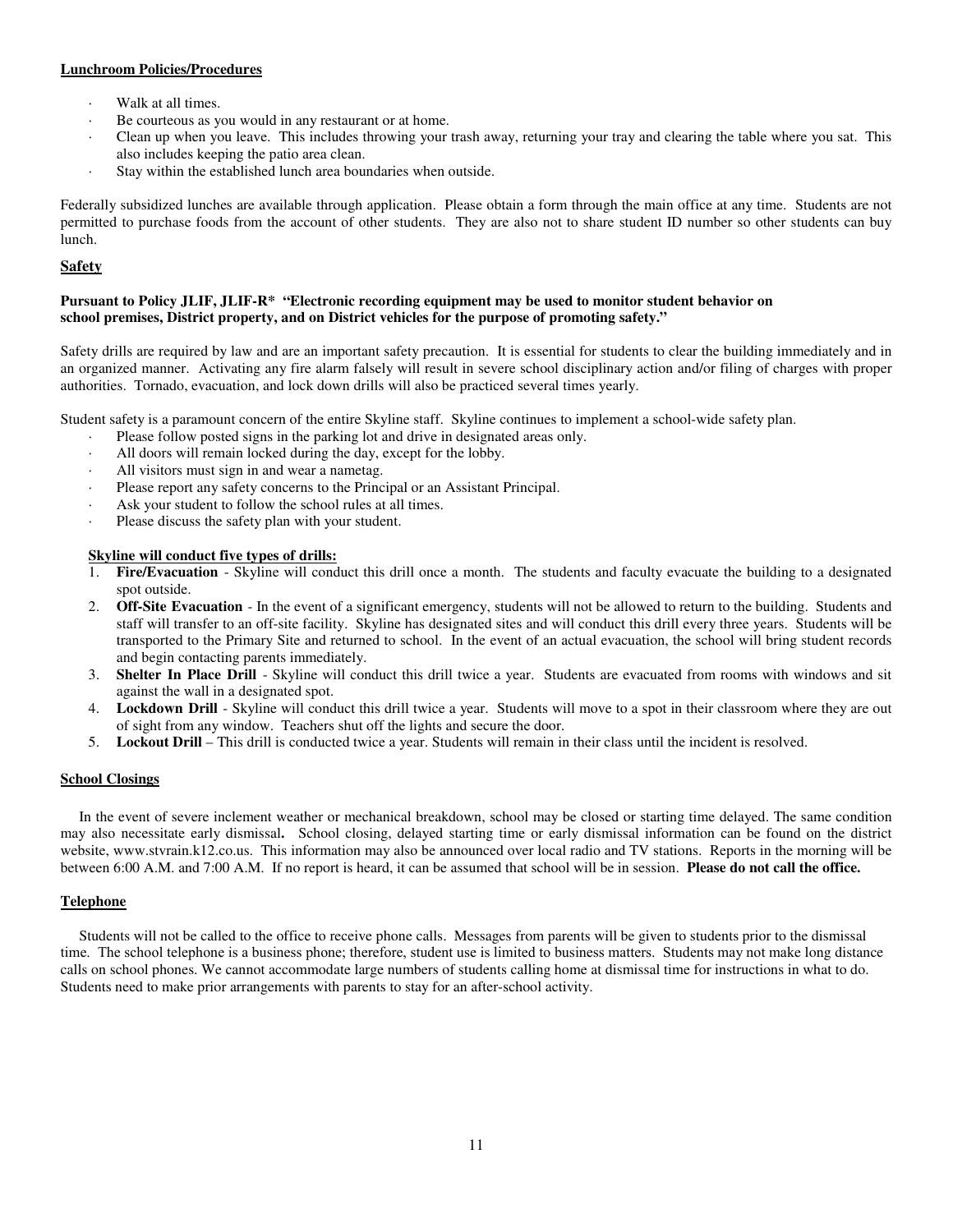**Lunchroom Policies/Procedures**

- Walk at all times.
- Be courteous as you would in any restaurant or at home.
- Clean up when you leave. This includes throwing your trash away, returning your tray and clearing the table where you sat. This also includes keeping the patio area clean.
- Stay within the established lunch area boundaries when outside.

Federally subsidized lunches are available through application. Please obtain a form through the main office at any time. Students are not permitted to purchase foods from the account of other students. They are also not to share student ID number so other students can buy lunch.

## Safety

**Pursuant to Policy JLIF, JLIF-R* "Electronic recording equipment may be used to monitor student behavior on school premises, District property, and on District vehicles for the purpose of promoting safety."**

Safety drills are required by law and are an important safety precaution. It is essential for students to clear the building immediately and in an organized manner. Activating any fire alarm falsely will result in severe school disciplinary action and/or filing of charges with proper authorities. Tornado, evacuation, and lock down drills will also be practiced several times yearly.

Student safety is a paramount concern of the entire Skyline staff. Skyline continues to implement a school-wide safety plan.

- Please follow posted signs in the parking lot and drive in designated areas only.
- All doors will remain locked during the day, except for the lobby.
- All visitors must sign in and wear a nametag.
- Please report any safety concerns to the Principal or an Assistant Principal.
- Ask your student to follow the school rules at all times.
- Please discuss the safety plan with your student.

**Skyline will conduct five types of drills:**

1. **Fire/Evacuation** - Skyline will conduct this drill once a month. The students and faculty evacuate the building to a designated spot outside.
2. **Off-Site Evacuation** - In the event of a significant emergency, students will not be allowed to return to the building. Students and staff will transfer to an off-site facility. Skyline has designated sites and will conduct this drill every three years. Students will be transported to the Primary Site and returned to school. In the event of an actual evacuation, the school will bring student records and begin contacting parents immediately.
3. **Shelter In Place Drill** - Skyline will conduct this drill twice a year. Students are evacuated from rooms with windows and sit against the wall in a designated spot.
4. **Lockdown Drill** - Skyline will conduct this drill twice a year. Students will move to a spot in their classroom where they are out of sight from any window. Teachers shut off the lights and secure the door.
5. **Lockout Drill** – This drill is conducted twice a year. Students will remain in their class until the incident is resolved.

**School Closings**

In the event of severe inclement weather or mechanical breakdown, school may be closed or starting time delayed. The same condition may also necessitate early dismissal**.** School closing, delayed starting time or early dismissal information can be found on the district website, www.stvrain.k12.co.us. This information may also be announced over local radio and TV stations. Reports in the morning will be between 6:00 A.M. and 7:00 A.M. If no report is heard, it can be assumed that school will be in session. **Please do not call the office.**

**Telephone**

Students will not be called to the office to receive phone calls. Messages from parents will be given to students prior to the dismissal time. The school telephone is a business phone; therefore, student use is limited to business matters. Students may not make long distance calls on school phones. We cannot accommodate large numbers of students calling home at dismissal time for instructions in what to do. Students need to make prior arrangements with parents to stay for an after-school activity.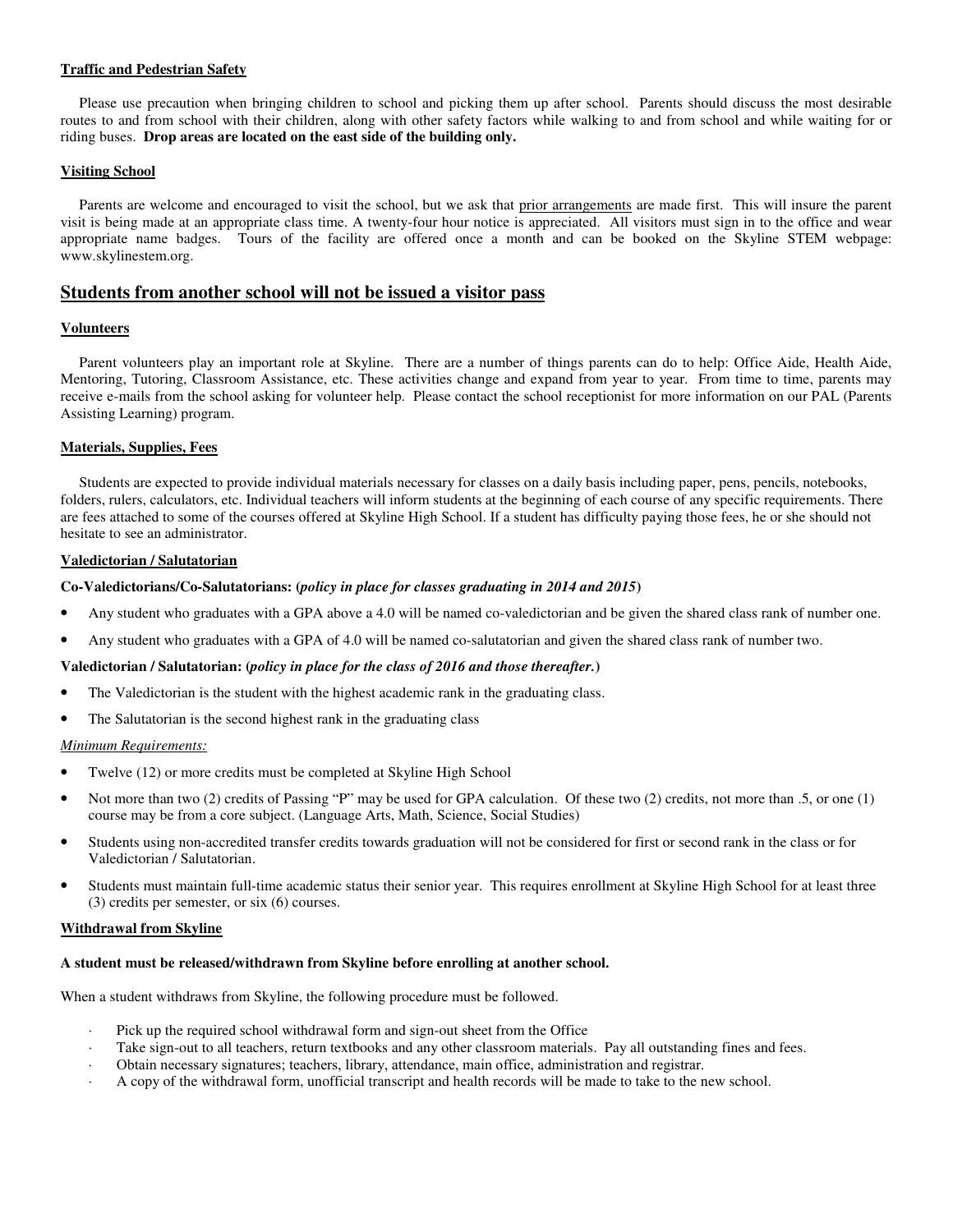**<u>Traffic and Pedestrian Safety</u>**

Please use precaution when bringing children to school and picking them up after school. Parents should discuss the most desirable routes to and from school with their children, along with other safety factors while walking to and from school and while waiting for or riding buses. **Drop areas are located on the east side of the building only.**

**<u>Visiting School</u>**

Parents are welcome and encouraged to visit the school, but we ask that <u>prior arrangements</u> are made first. This will insure the parent visit is being made at an appropriate class time. A twenty-four hour notice is appreciated. All visitors must sign in to the office and wear appropriate name badges. Tours of the facility are offered once a month and can be booked on the Skyline STEM webpage: www.skylinestem.org.

## <u>Students from another school will not be issued a visitor pass</u>

**<u>Volunteers</u>**

Parent volunteers play an important role at Skyline. There are a number of things parents can do to help: Office Aide, Health Aide, Mentoring, Tutoring, Classroom Assistance, etc. These activities change and expand from year to year. From time to time, parents may receive e-mails from the school asking for volunteer help. Please contact the school receptionist for more information on our PAL (Parents Assisting Learning) program.

**<u>Materials, Supplies, Fees</u>**

Students are expected to provide individual materials necessary for classes on a daily basis including paper, pens, pencils, notebooks, folders, rulers, calculators, etc. Individual teachers will inform students at the beginning of each course of any specific requirements. There are fees attached to some of the courses offered at Skyline High School. If a student has difficulty paying those fees, he or she should not hesitate to see an administrator.

**<u>Valedictorian / Salutatorian</u>**

**Co-Valedictorians/Co-Salutatorians: (*policy in place for classes graduating in 2014 and 2015*)**

- Any student who graduates with a GPA above a 4.0 will be named co-valedictorian and be given the shared class rank of number one.
- Any student who graduates with a GPA of 4.0 will be named co-salutatorian and given the shared class rank of number two.

**Valedictorian / Salutatorian: (*policy in place for the class of 2016 and those thereafter.*)**

- The Valedictorian is the student with the highest academic rank in the graduating class.
- The Salutatorian is the second highest rank in the graduating class

*<u>Minimum Requirements:</u>*

- Twelve (12) or more credits must be completed at Skyline High School
- Not more than two (2) credits of Passing "P" may be used for GPA calculation. Of these two (2) credits, not more than .5, or one (1) course may be from a core subject. (Language Arts, Math, Science, Social Studies)
- Students using non-accredited transfer credits towards graduation will not be considered for first or second rank in the class or for Valedictorian / Salutatorian.
- Students must maintain full-time academic status their senior year. This requires enrollment at Skyline High School for at least three (3) credits per semester, or six (6) courses.

**<u>Withdrawal from Skyline</u>**

**A student must be released/withdrawn from Skyline before enrolling at another school.**

When a student withdraws from Skyline, the following procedure must be followed.

- Pick up the required school withdrawal form and sign-out sheet from the Office
- Take sign-out to all teachers, return textbooks and any other classroom materials. Pay all outstanding fines and fees.
- Obtain necessary signatures; teachers, library, attendance, main office, administration and registrar.
- A copy of the withdrawal form, unofficial transcript and health records will be made to take to the new school.